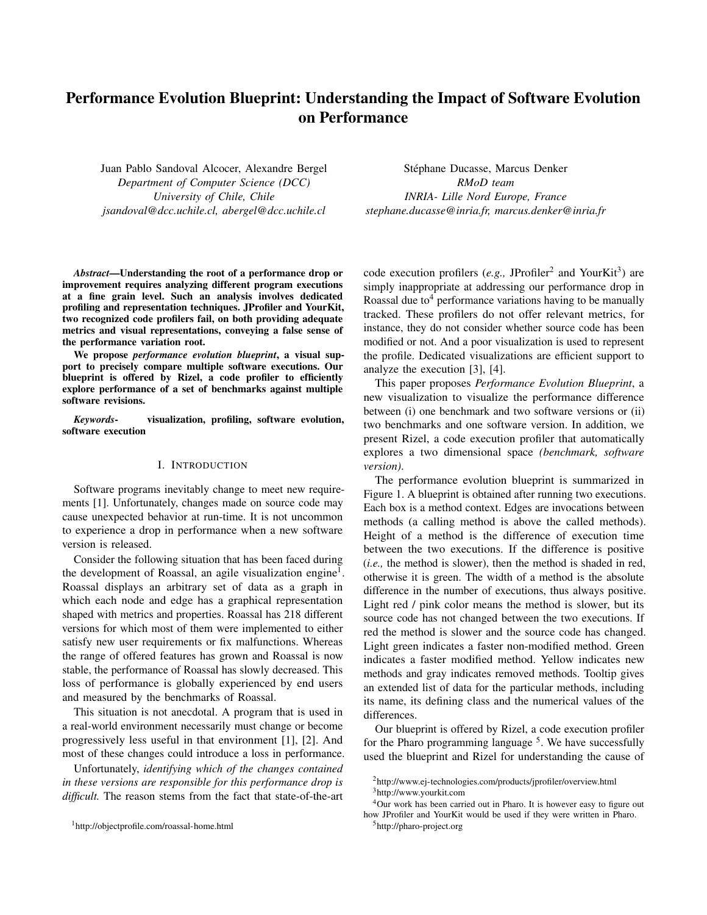# Performance Evolution Blueprint: Understanding the Impact of Software Evolution on Performance

Juan Pablo Sandoval Alcocer, Alexandre Bergel
*Department of Computer Science (DCC)*
*University of Chile, Chile*
*jsandoval@dcc.uchile.cl, abergel@dcc.uchile.cl*

Stéphane Ducasse, Marcus Denker
*RMoD team*
*INRIA- Lille Nord Europe, France*
*stephane.ducasse@inria.fr, marcus.denker@inria.fr*

***Abstract*—Understanding the root of a performance drop or improvement requires analyzing different program executions at a fine grain level. Such an analysis involves dedicated profiling and representation techniques. JProfiler and YourKit, two recognized code profilers fail, on both providing adequate metrics and visual representations, conveying a false sense of the performance variation root.**

**We propose *performance evolution blueprint*, a visual support to precisely compare multiple software executions. Our blueprint is offered by Rizel, a code profiler to efficiently explore performance of a set of benchmarks against multiple software revisions.**

***Keywords*- visualization, profiling, software evolution, software execution**

## I. Introduction

Software programs inevitably change to meet new requirements [1]. Unfortunately, changes made on source code may cause unexpected behavior at run-time. It is not uncommon to experience a drop in performance when a new software version is released.

Consider the following situation that has been faced during the development of Roassal, an agile visualization engine[1]. Roassal displays an arbitrary set of data as a graph in which each node and edge has a graphical representation shaped with metrics and properties. Roassal has 218 different versions for which most of them were implemented to either satisfy new user requirements or fix malfunctions. Whereas the range of offered features has grown and Roassal is now stable, the performance of Roassal has slowly decreased. This loss of performance is globally experienced by end users and measured by the benchmarks of Roassal.

This situation is not anecdotal. A program that is used in a real-world environment necessarily must change or become progressively less useful in that environment [1], [2]. And most of these changes could introduce a loss in performance.

Unfortunately, *identifying which of the changes contained in these versions are responsible for this performance drop is difficult.* The reason stems from the fact that state-of-the-art code execution profilers (*e.g.,* JProfiler[2] and YourKit[3]) are simply inappropriate at addressing our performance drop in Roassal due to[4] performance variations having to be manually tracked. These profilers do not offer relevant metrics, for instance, they do not consider whether source code has been modified or not. And a poor visualization is used to represent the profile. Dedicated visualizations are efficient support to analyze the execution [3], [4].

This paper proposes *Performance Evolution Blueprint*, a new visualization to visualize the performance difference between (i) one benchmark and two software versions or (ii) two benchmarks and one software version. In addition, we present Rizel, a code execution profiler that automatically explores a two dimensional space *(benchmark, software version)*.

The performance evolution blueprint is summarized in Figure 1. A blueprint is obtained after running two executions. Each box is a method context. Edges are invocations between methods (a calling method is above the called methods). Height of a method is the difference of execution time between the two executions. If the difference is positive (*i.e.,* the method is slower), then the method is shaded in red, otherwise it is green. The width of a method is the absolute difference in the number of executions, thus always positive. Light red / pink color means the method is slower, but its source code has not changed between the two executions. If red the method is slower and the source code has changed. Light green indicates a faster non-modified method. Green indicates a faster modified method. Yellow indicates new methods and gray indicates removed methods. Tooltip gives an extended list of data for the particular methods, including its name, its defining class and the numerical values of the differences.

Our blueprint is offered by Rizel, a code execution profiler for the Pharo programming language [5]. We have successfully used the blueprint and Rizel for understanding the cause of

[1] http://objectprofile.com/roassal-home.html

[2] http://www.ej-technologies.com/products/jprofiler/overview.html

[3] http://www.yourkit.com

[4] Our work has been carried out in Pharo. It is however easy to figure out how JProfiler and YourKit would be used if they were written in Pharo.

[5] http://pharo-project.org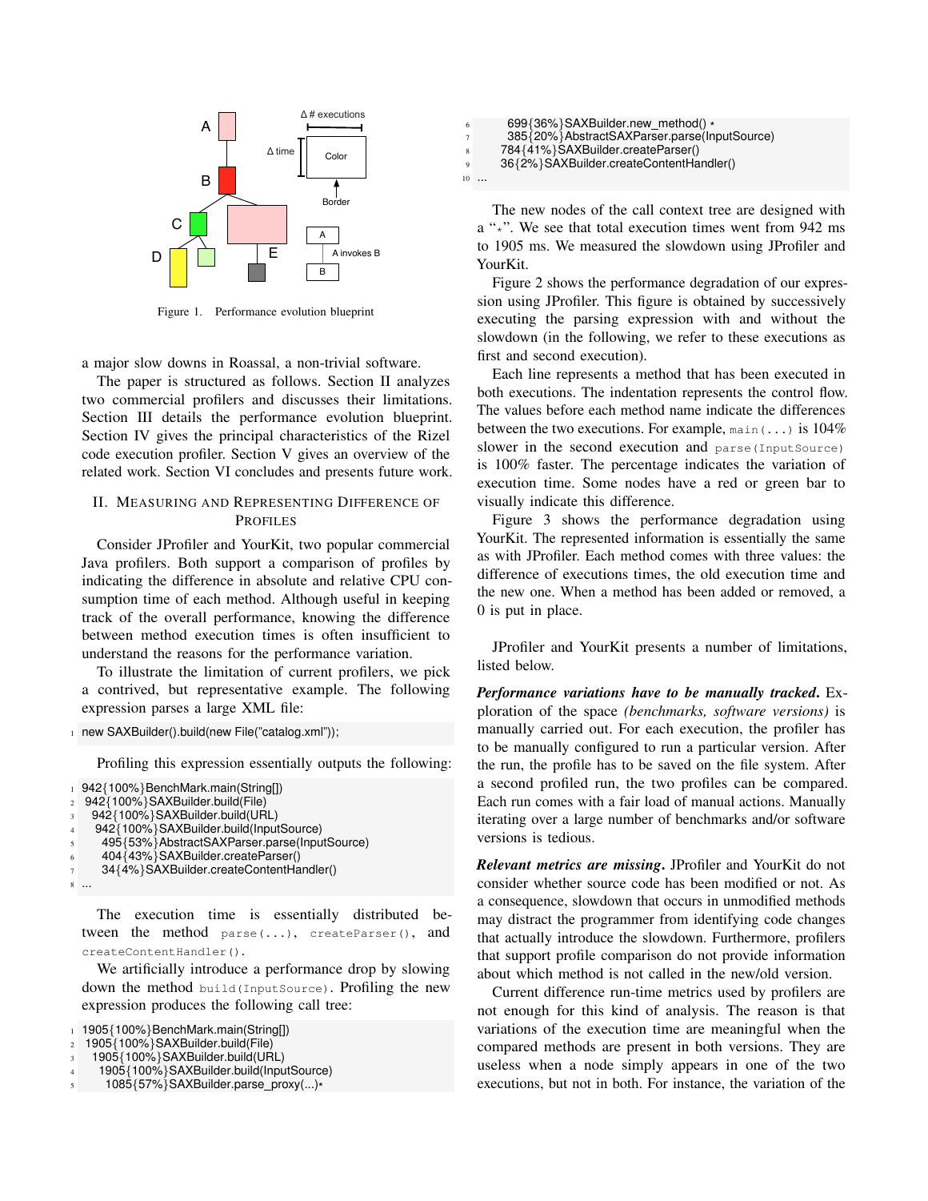Figure 1. Performance evolution blueprint

a major slow downs in Roassal, a non-trivial software.

The paper is structured as follows. Section II analyzes two commercial profilers and discusses their limitations. Section III details the performance evolution blueprint. Section IV gives the principal characteristics of the Rizel code execution profiler. Section V gives an overview of the related work. Section VI concludes and presents future work.

## II. Measuring and Representing Difference of Profiles

Consider JProfiler and YourKit, two popular commercial Java profilers. Both support a comparison of profiles by indicating the difference in absolute and relative CPU consumption time of each method. Although useful in keeping track of the overall performance, knowing the difference between method execution times is often insufficient to understand the reasons for the performance variation.

To illustrate the limitation of current profilers, we pick a contrived, but representative example. The following expression parses a large XML file:

```
new SAXBuilder().build(new File("catalog.xml"));
```

Profiling this expression essentially outputs the following:

```
942{100%}BenchMark.main(String[])
 942{100%}SAXBuilder.build(File)
  942{100%}SAXBuilder.build(URL)
   942{100%}SAXBuilder.build(InputSource)
    495{53%}AbstractSAXParser.parse(InputSource)
    404{43%}SAXBuilder.createParser()
    34{4%}SAXBuilder.createContentHandler()
...
```

The execution time is essentially distributed between the method `parse(...)`, `createParser()`, and `createContentHandler()`.

We artificially introduce a performance drop by slowing down the method `build(InputSource)`. Profiling the new expression produces the following call tree:

```
1905{100%}BenchMark.main(String[])
 1905{100%}SAXBuilder.build(File)
  1905{100%}SAXBuilder.build(URL)
   1905{100%}SAXBuilder.build(InputSource)
    1085{57%}SAXBuilder.parse_proxy(...)*
     699{36%}SAXBuilder.new_method() *
     385{20%}AbstractSAXParser.parse(InputSource)
    784{41%}SAXBuilder.createParser()
    36{2%}SAXBuilder.createContentHandler()
...
```

The new nodes of the call context tree are designed with a "*". We see that total execution times went from 942 ms to 1905 ms. We measured the slowdown using JProfiler and YourKit.

Figure 2 shows the performance degradation of our expression using JProfiler. This figure is obtained by successively executing the parsing expression with and without the slowdown (in the following, we refer to these executions as first and second execution).

Each line represents a method that has been executed in both executions. The indentation represents the control flow. The values before each method name indicate the differences between the two executions. For example, `main(...)` is 104% slower in the second execution and `parse(InputSource)` is 100% faster. The percentage indicates the variation of execution time. Some nodes have a red or green bar to visually indicate this difference.

Figure 3 shows the performance degradation using YourKit. The represented information is essentially the same as with JProfiler. Each method comes with three values: the difference of executions times, the old execution time and the new one. When a method has been added or removed, a 0 is put in place.

JProfiler and YourKit presents a number of limitations, listed below.

***Performance variations have to be manually tracked*.** Exploration of the space *(benchmarks, software versions)* is manually carried out. For each execution, the profiler has to be manually configured to run a particular version. After the run, the profile has to be saved on the file system. After a second profiled run, the two profiles can be compared. Each run comes with a fair load of manual actions. Manually iterating over a large number of benchmarks and/or software versions is tedious.

***Relevant metrics are missing*.** JProfiler and YourKit do not consider whether source code has been modified or not. As a consequence, slowdown that occurs in unmodified methods may distract the programmer from identifying code changes that actually introduce the slowdown. Furthermore, profilers that support profile comparison do not provide information about which method is not called in the new/old version.

Current difference run-time metrics used by profilers are not enough for this kind of analysis. The reason is that variations of the execution time are meaningful when the compared methods are present in both versions. They are useless when a node simply appears in one of the two executions, but not in both. For instance, the variation of the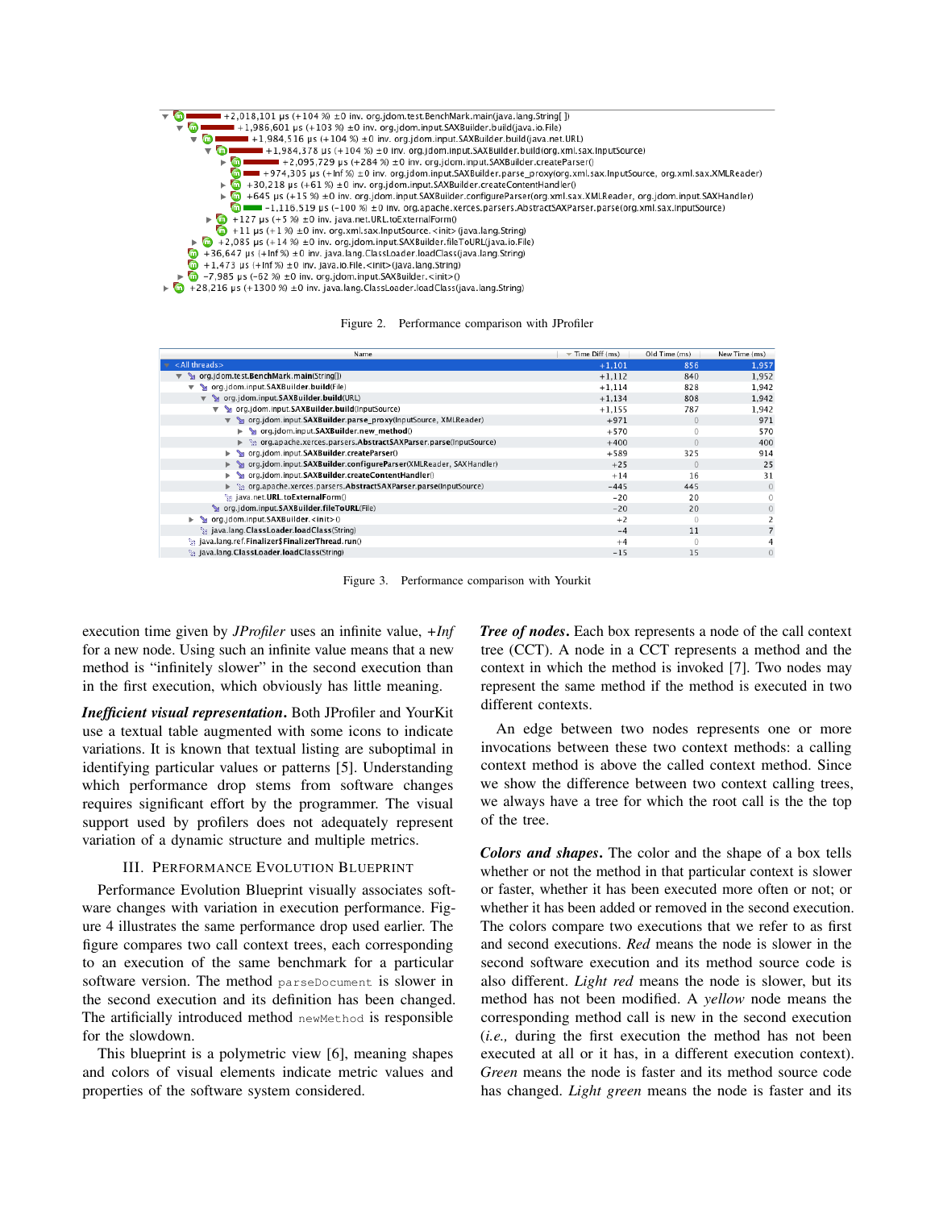+2,018,101 µs (+104 %) ±0 inv. org.jdom.test.BenchMark.main(java.lang.String[ ])
+1,986,601 µs (+103 %) ±0 inv. org.jdom.input.SAXBuilder.build(java.io.File)
+1,984,516 µs (+104 %) ±0 inv. org.jdom.input.SAXBuilder.build(java.net.URL)
+1,984,378 µs (+104 %) ±0 inv. org.jdom.input.SAXBuilder.build(org.xml.sax.InputSource)
+2,095,729 µs (+284 %) ±0 inv. org.jdom.input.SAXBuilder.createParser()
+974,305 µs (+Inf %) ±0 inv. org.jdom.input.SAXBuilder.parse_proxy(org.xml.sax.InputSource, org.xml.sax.XMLReader)
+30,218 µs (+61 %) ±0 inv. org.jdom.input.SAXBuilder.createContentHandler()
+645 µs (+15 %) ±0 inv. org.jdom.input.SAXBuilder.configureParser(org.xml.sax.XMLReader, org.jdom.input.SAXHandler)
-1,116,519 µs (-100 %) ±0 inv. org.apache.xerces.parsers.AbstractSAXParser.parse(org.xml.sax.InputSource)
+127 µs (+5 %) ±0 inv. java.net.URL.toExternalForm()
+11 µs (+1 %) ±0 inv. org.xml.sax.InputSource.<init> (java.lang.String)
+2,085 µs (+14 %) ±0 inv. org.jdom.input.SAXBuilder.fileToURL(java.io.File)
+36,647 µs (+Inf %) ±0 inv. java.lang.ClassLoader.loadClass(java.lang.String)
+1,473 µs (+Inf %) ±0 inv. java.io.File.<init>(java.lang.String)
-7,985 µs (-62 %) ±0 inv. org.jdom.input.SAXBuilder.<init>()
+28,216 µs (+1300 %) ±0 inv. java.lang.ClassLoader.loadClass(java.lang.String)

Figure 2. Performance comparison with JProfiler

| Name | Time Diff (ms) | Old Time (ms) | New Time (ms) |
|---|---|---|---|
| <All threads> | +1,101 | 856 | 1,957 |
| org.jdom.test.BenchMark.main(String[]) | +1,112 | 840 | 1,952 |
| org.jdom.input.SAXBuilder.build(File) | +1,114 | 828 | 1,942 |
| org.jdom.input.SAXBuilder.build(URL) | +1,134 | 808 | 1,942 |
| org.jdom.input.SAXBuilder.build(InputSource) | +1,155 | 787 | 1,942 |
| org.jdom.input.SAXBuilder.parse_proxy(InputSource, XMLReader) | +971 | 0 | 971 |
| org.jdom.input.SAXBuilder.new_method() | +570 | 0 | 570 |
| org.apache.xerces.parsers.AbstractSAXParser.parse(InputSource) | +400 | 0 | 400 |
| org.jdom.input.SAXBuilder.createParser() | +589 | 325 | 914 |
| org.jdom.input.SAXBuilder.configureParser(XMLReader, SAXHandler) | +25 | 0 | 25 |
| org.jdom.input.SAXBuilder.createContentHandler() | +14 | 16 | 31 |
| org.apache.xerces.parsers.AbstractSAXParser.parse(InputSource) | -445 | 445 | 0 |
| java.net.URL.toExternalForm() | -20 | 20 | 0 |
| org.jdom.input.SAXBuilder.fileToURL(File) | -20 | 20 | 0 |
| org.jdom.input.SAXBuilder.<init>() | +2 | 0 | 2 |
| java.lang.ClassLoader.loadClass(String) | -4 | 11 | 7 |
| java.lang.ref.Finalizer$FinalizerThread.run() | +4 | 0 | 4 |
| java.lang.ClassLoader.loadClass(String) | -15 | 15 | 0 |

Figure 3. Performance comparison with Yourkit

execution time given by *JProfiler* uses an infinite value, *+Inf* for a new node. Using such an infinite value means that a new method is "infinitely slower" in the second execution than in the first execution, which obviously has little meaning.

***Inefficient visual representation.*** Both JProfiler and YourKit use a textual table augmented with some icons to indicate variations. It is known that textual listing are suboptimal in identifying particular values or patterns [5]. Understanding which performance drop stems from software changes requires significant effort by the programmer. The visual support used by profilers does not adequately represent variation of a dynamic structure and multiple metrics.

## III. Performance Evolution Blueprint

Performance Evolution Blueprint visually associates software changes with variation in execution performance. Figure 4 illustrates the same performance drop used earlier. The figure compares two call context trees, each corresponding to an execution of the same benchmark for a particular software version. The method `parseDocument` is slower in the second execution and its definition has been changed. The artificially introduced method `newMethod` is responsible for the slowdown.

This blueprint is a polymetric view [6], meaning shapes and colors of visual elements indicate metric values and properties of the software system considered.

***Tree of nodes.*** Each box represents a node of the call context tree (CCT). A node in a CCT represents a method and the context in which the method is invoked [7]. Two nodes may represent the same method if the method is executed in two different contexts.

An edge between two nodes represents one or more invocations between these two context methods: a calling context method is above the called context method. Since we show the difference between two context calling trees, we always have a tree for which the root call is the the top of the tree.

***Colors and shapes.*** The color and the shape of a box tells whether or not the method in that particular context is slower or faster, whether it has been executed more often or not; or whether it has been added or removed in the second execution. The colors compare two executions that we refer to as first and second executions. *Red* means the node is slower in the second software execution and its method source code is also different. *Light red* means the node is slower, but its method has not been modified. A *yellow* node means the corresponding method call is new in the second execution (*i.e.,* during the first execution the method has not been executed at all or it has, in a different execution context). *Green* means the node is faster and its method source code has changed. *Light green* means the node is faster and its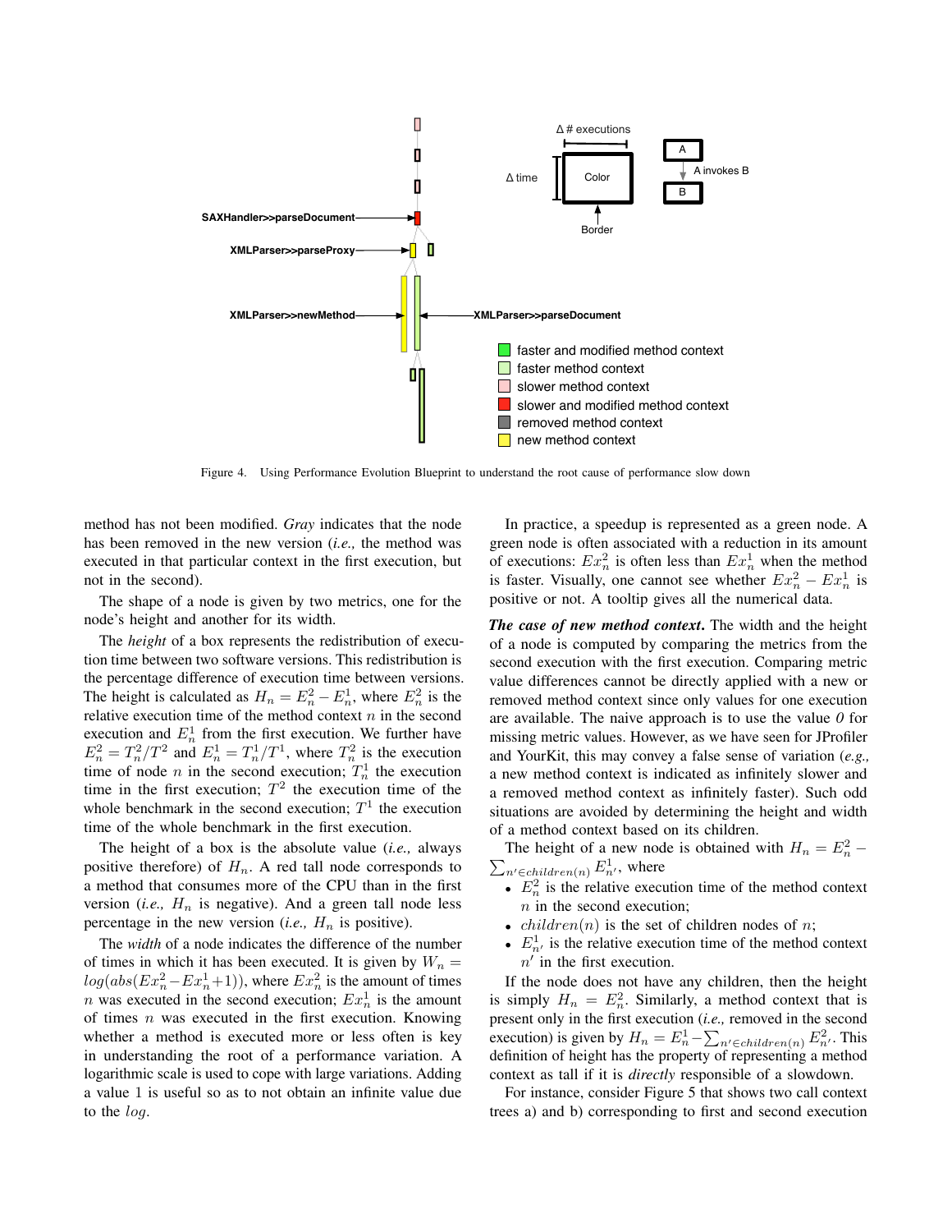Figure 4. Using Performance Evolution Blueprint to understand the root cause of performance slow down

method has not been modified. *Gray* indicates that the node has been removed in the new version (*i.e.,* the method was executed in that particular context in the first execution, but not in the second).

The shape of a node is given by two metrics, one for the node's height and another for its width.

The *height* of a box represents the redistribution of execution time between two software versions. This redistribution is the percentage difference of execution time between versions. The height is calculated as $H_n = E_n^2 - E_n^1$, where $E_n^2$ is the relative execution time of the method context $n$ in the second execution and $E_n^1$ from the first execution. We further have $E_n^2 = T_n^2/T^2$ and $E_n^1 = T_n^1/T^1$, where $T_n^2$ is the execution time of node $n$ in the second execution; $T_n^1$ the execution time in the first execution; $T^2$ the execution time of the whole benchmark in the second execution; $T^1$ the execution time of the whole benchmark in the first execution.

The height of a box is the absolute value (*i.e.,* always positive therefore) of $H_n$. A red tall node corresponds to a method that consumes more of the CPU than in the first version (*i.e.,* $H_n$ is negative). And a green tall node less percentage in the new version (*i.e.,* $H_n$ is positive).

The *width* of a node indicates the difference of the number of times in which it has been executed. It is given by $W_n = log(abs(Ex_n^2 - Ex_n^1 + 1))$, where $Ex_n^2$ is the amount of times $n$ was executed in the second execution; $Ex_n^1$ is the amount of times $n$ was executed in the first execution. Knowing whether a method is executed more or less often is key in understanding the root of a performance variation. A logarithmic scale is used to cope with large variations. Adding a value 1 is useful so as to not obtain an infinite value due to the $log$.

In practice, a speedup is represented as a green node. A green node is often associated with a reduction in its amount of executions: $Ex_n^2$ is often less than $Ex_n^1$ when the method is faster. Visually, one cannot see whether $Ex_n^2 - Ex_n^1$ is positive or not. A tooltip gives all the numerical data.

***The case of new method context.*** The width and the height of a node is computed by comparing the metrics from the second execution with the first execution. Comparing metric value differences cannot be directly applied with a new or removed method context since only values for one execution are available. The naive approach is to use the value *0* for missing metric values. However, as we have seen for JProfiler and YourKit, this may convey a false sense of variation (*e.g.,* a new method context is indicated as infinitely slower and a removed method context as infinitely faster). Such odd situations are avoided by determining the height and width of a method context based on its children.

The height of a new node is obtained with $H_n = E_n^2 - \sum_{n' \in children(n)} E_{n'}^1$, where

- $E_n^2$ is the relative execution time of the method context $n$ in the second execution;
- $children(n)$ is the set of children nodes of $n$;
- $E_{n'}^1$ is the relative execution time of the method context $n'$ in the first execution.

If the node does not have any children, then the height is simply $H_n = E_n^2$. Similarly, a method context that is present only in the first execution (*i.e.,* removed in the second execution) is given by $H_n = E_n^1 - \sum_{n' \in children(n)} E_{n'}^2$. This definition of height has the property of representing a method context as tall if it is *directly* responsible of a slowdown.

For instance, consider Figure 5 that shows two call context trees a) and b) corresponding to first and second execution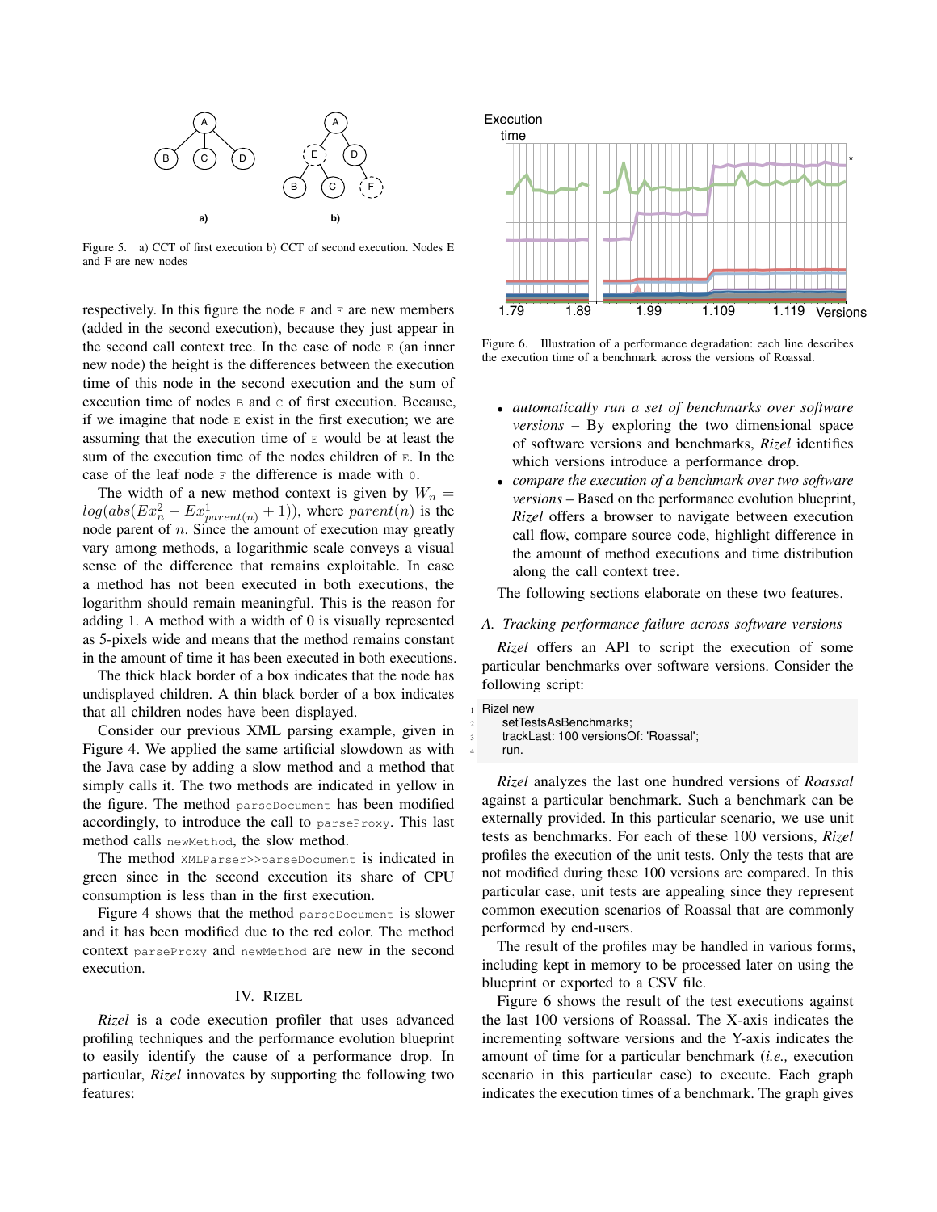Figure 5. a) CCT of first execution b) CCT of second execution. Nodes E and F are new nodes

respectively. In this figure the node `E` and `F` are new members (added in the second execution), because they just appear in the second call context tree. In the case of node `E` (an inner new node) the height is the differences between the execution time of this node in the second execution and the sum of execution time of nodes `B` and `C` of first execution. Because, if we imagine that node `E` exist in the first execution; we are assuming that the execution time of `E` would be at least the sum of the execution time of the nodes children of `E`. In the case of the leaf node `F` the difference is made with `0`.

The width of a new method context is given by $W_n = log(abs(Ex^2_n - Ex^1_{parent(n)} + 1))$, where $parent(n)$ is the node parent of $n$. Since the amount of execution may greatly vary among methods, a logarithmic scale conveys a visual sense of the difference that remains exploitable. In case a method has not been executed in both executions, the logarithm should remain meaningful. This is the reason for adding 1. A method with a width of 0 is visually represented as 5-pixels wide and means that the method remains constant in the amount of time it has been executed in both executions.

The thick black border of a box indicates that the node has undisplayed children. A thin black border of a box indicates that all children nodes have been displayed.

Consider our previous XML parsing example, given in Figure 4. We applied the same artificial slowdown as with the Java case by adding a slow method and a method that simply calls it. The two methods are indicated in yellow in the figure. The method `parseDocument` has been modified accordingly, to introduce the call to `parseProxy`. This last method calls `newMethod`, the slow method.

The method `XMLParser>>parseDocument` is indicated in green since in the second execution its share of CPU consumption is less than in the first execution.

Figure 4 shows that the method `parseDocument` is slower and it has been modified due to the red color. The method context `parseProxy` and `newMethod` are new in the second execution.

## IV. Rizel

*Rizel* is a code execution profiler that uses advanced profiling techniques and the performance evolution blueprint to easily identify the cause of a performance drop. In particular, *Rizel* innovates by supporting the following two features:

Figure 6. Illustration of a performance degradation: each line describes the execution time of a benchmark across the versions of Roassal.

- *automatically run a set of benchmarks over software versions* – By exploring the two dimensional space of software versions and benchmarks, *Rizel* identifies which versions introduce a performance drop.
- *compare the execution of a benchmark over two software versions* – Based on the performance evolution blueprint, *Rizel* offers a browser to navigate between execution call flow, compare source code, highlight difference in the amount of method executions and time distribution along the call context tree.

The following sections elaborate on these two features.

### A. Tracking performance failure across software versions

*Rizel* offers an API to script the execution of some particular benchmarks over software versions. Consider the following script:

```
Rizel new
    setTestsAsBenchmarks;
    trackLast: 100 versionsOf: 'Roassal';
    run.
```

*Rizel* analyzes the last one hundred versions of *Roassal* against a particular benchmark. Such a benchmark can be externally provided. In this particular scenario, we use unit tests as benchmarks. For each of these 100 versions, *Rizel* profiles the execution of the unit tests. Only the tests that are not modified during these 100 versions are compared. In this particular case, unit tests are appealing since they represent common execution scenarios of Roassal that are commonly performed by end-users.

The result of the profiles may be handled in various forms, including kept in memory to be processed later on using the blueprint or exported to a CSV file.

Figure 6 shows the result of the test executions against the last 100 versions of Roassal. The X-axis indicates the incrementing software versions and the Y-axis indicates the amount of time for a particular benchmark (*i.e.,* execution scenario in this particular case) to execute. Each graph indicates the execution times of a benchmark. The graph gives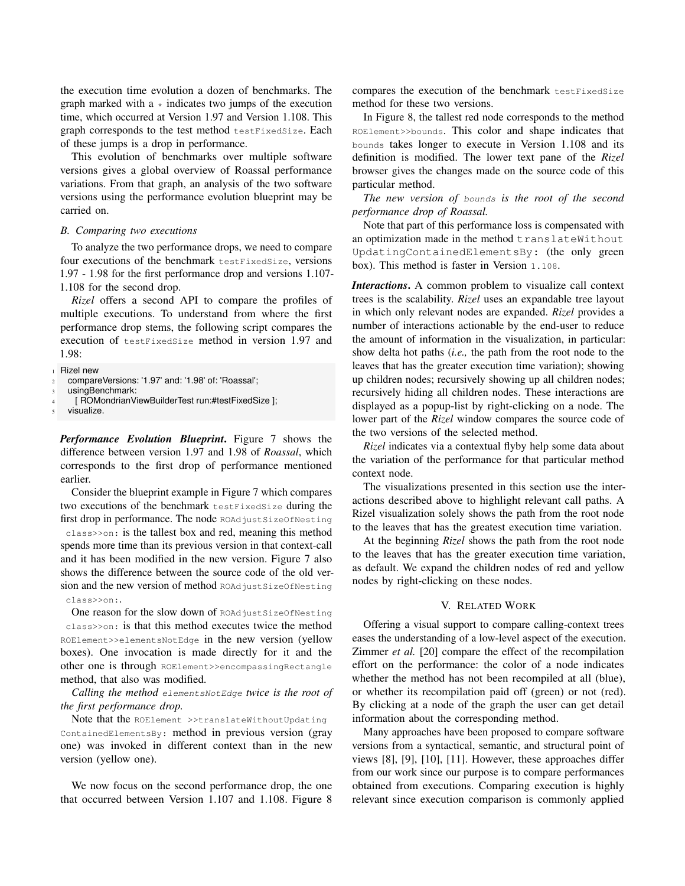the execution time evolution a dozen of benchmarks. The graph marked with a $\star$ indicates two jumps of the execution time, which occurred at Version 1.97 and Version 1.108. This graph corresponds to the test method `testFixedSize`. Each of these jumps is a drop in performance.

This evolution of benchmarks over multiple software versions gives a global overview of Roassal performance variations. From that graph, an analysis of the two software versions using the performance evolution blueprint may be carried on.

### B. Comparing two executions

To analyze the two performance drops, we need to compare four executions of the benchmark `testFixedSize`, versions 1.97 - 1.98 for the first performance drop and versions 1.107-1.108 for the second drop.

*Rizel* offers a second API to compare the profiles of multiple executions. To understand from where the first performance drop stems, the following script compares the execution of `testFixedSize` method in version 1.97 and 1.98:

```
Rizel new
  compareVersions: '1.97' and: '1.98' of: 'Roassal';
  usingBenchmark:
    [ ROMondrianViewBuilderTest run:#testFixedSize ];
  visualize.
```

***Performance Evolution Blueprint*.** Figure 7 shows the difference between version 1.97 and 1.98 of *Roassal*, which corresponds to the first drop of performance mentioned earlier.

Consider the blueprint example in Figure 7 which compares two executions of the benchmark `testFixedSize` during the first drop in performance. The node `ROAdjustSizeOfNesting class>>on:` is the tallest box and red, meaning this method spends more time than its previous version in that context-call and it has been modified in the new version. Figure 7 also shows the difference between the source code of the old version and the new version of method `ROAdjustSizeOfNesting class>>on:`.

One reason for the slow down of `ROAdjustSizeOfNesting class>>on:` is that this method executes twice the method `ROElement>>elementsNotEdge` in the new version (yellow boxes). One invocation is made directly for it and the other one is through `ROElement>>encompassingRectangle` method, that also was modified.

*Calling the method `elementsNotEdge` twice is the root of the first performance drop.*

Note that the `ROElement >>translateWithoutUpdating ContainedElementsBy:` method in previous version (gray one) was invoked in different context than in the new version (yellow one).

We now focus on the second performance drop, the one that occurred between Version 1.107 and 1.108. Figure 8 compares the execution of the benchmark `testFixedSize` method for these two versions.

In Figure 8, the tallest red node corresponds to the method `ROElement>>bounds`. This color and shape indicates that `bounds` takes longer to execute in Version 1.108 and its definition is modified. The lower text pane of the *Rizel* browser gives the changes made on the source code of this particular method.

*The new version of `bounds` is the root of the second performance drop of Roassal.*

Note that part of this performance loss is compensated with an optimization made in the method `translateWithout UpdatingContainedElementsBy:` (the only green box). This method is faster in Version `1.108`.

***Interactions*.** A common problem to visualize call context trees is the scalability. *Rizel* uses an expandable tree layout in which only relevant nodes are expanded. *Rizel* provides a number of interactions actionable by the end-user to reduce the amount of information in the visualization, in particular: show delta hot paths (*i.e.,* the path from the root node to the leaves that has the greater execution time variation); showing up children nodes; recursively showing up all children nodes; recursively hiding all children nodes. These interactions are displayed as a popup-list by right-clicking on a node. The lower part of the *Rizel* window compares the source code of the two versions of the selected method.

*Rizel* indicates via a contextual flyby help some data about the variation of the performance for that particular method context node.

The visualizations presented in this section use the interactions described above to highlight relevant call paths. A Rizel visualization solely shows the path from the root node to the leaves that has the greatest execution time variation.

At the beginning *Rizel* shows the path from the root node to the leaves that has the greater execution time variation, as default. We expand the children nodes of red and yellow nodes by right-clicking on these nodes.

## V. Related Work

Offering a visual support to compare calling-context trees eases the understanding of a low-level aspect of the execution. Zimmer *et al.* [20] compare the effect of the recompilation effort on the performance: the color of a node indicates whether the method has not been recompiled at all (blue), or whether its recompilation paid off (green) or not (red). By clicking at a node of the graph the user can get detail information about the corresponding method.

Many approaches have been proposed to compare software versions from a syntactical, semantic, and structural point of views [8], [9], [10], [11]. However, these approaches differ from our work since our purpose is to compare performances obtained from executions. Comparing execution is highly relevant since execution comparison is commonly applied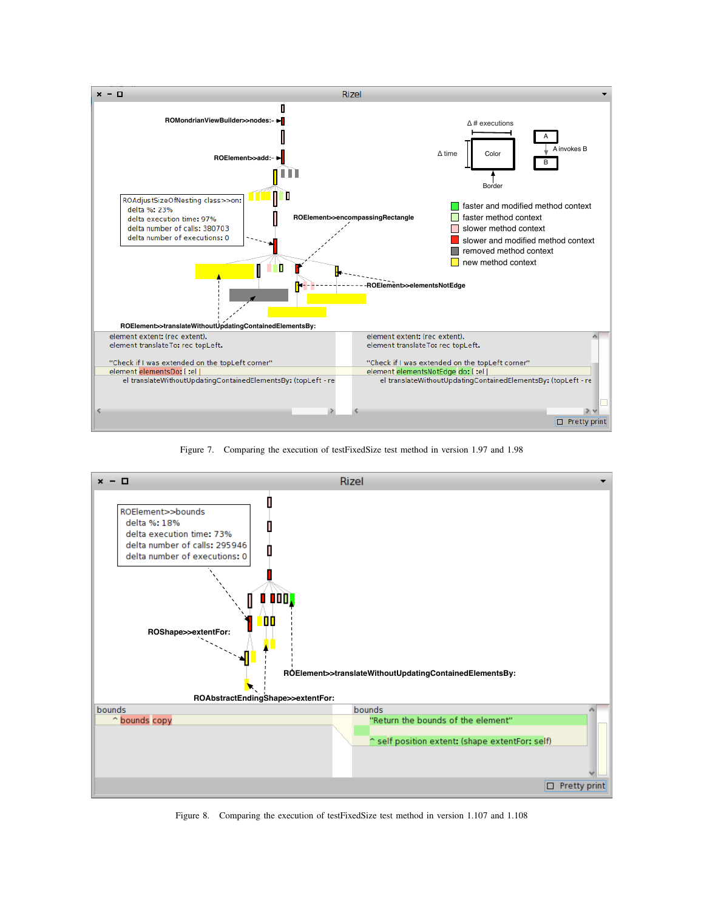Figure 7. Comparing the execution of testFixedSize test method in version 1.97 and 1.98

Figure 8. Comparing the execution of testFixedSize test method in version 1.107 and 1.108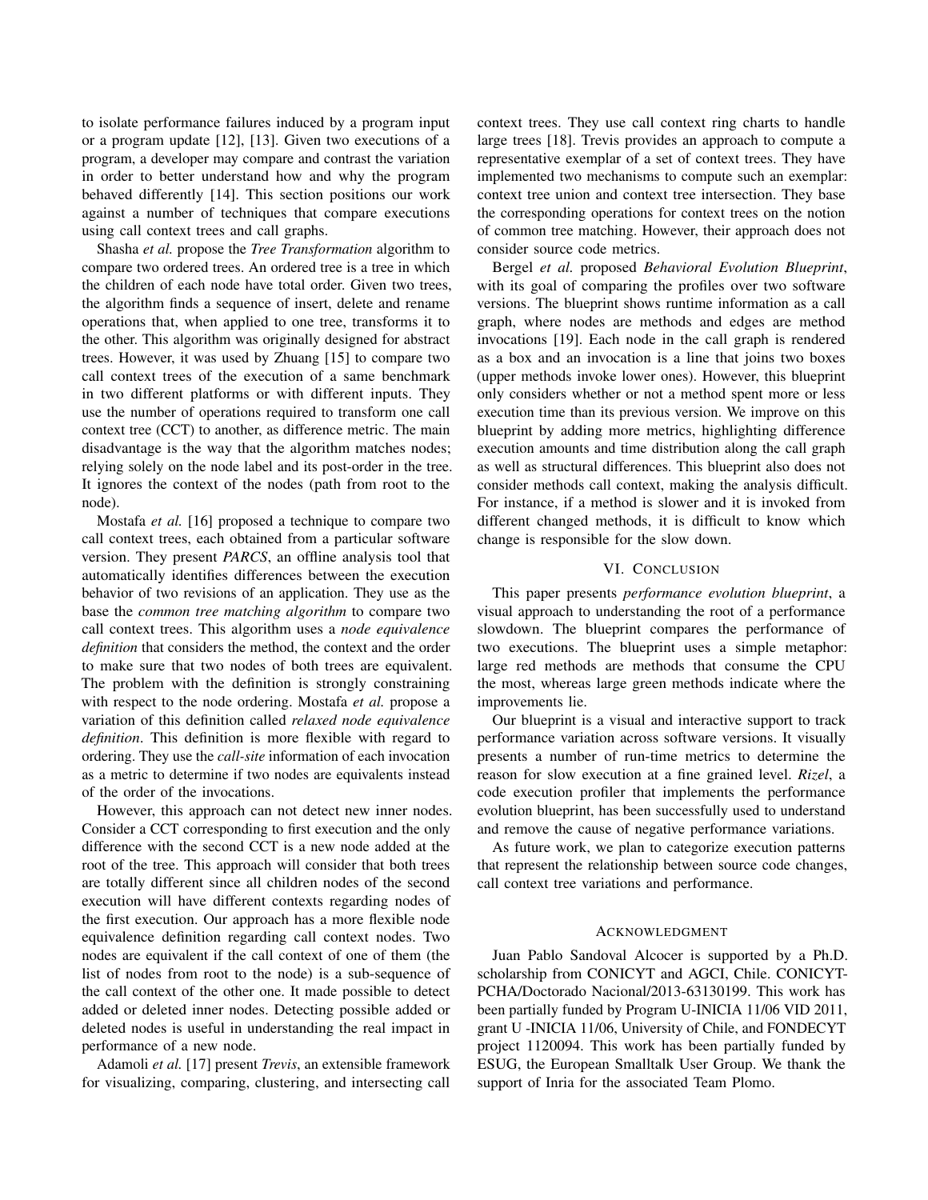to isolate performance failures induced by a program input or a program update [12], [13]. Given two executions of a program, a developer may compare and contrast the variation in order to better understand how and why the program behaved differently [14]. This section positions our work against a number of techniques that compare executions using call context trees and call graphs.

Shasha *et al.* propose the *Tree Transformation* algorithm to compare two ordered trees. An ordered tree is a tree in which the children of each node have total order. Given two trees, the algorithm finds a sequence of insert, delete and rename operations that, when applied to one tree, transforms it to the other. This algorithm was originally designed for abstract trees. However, it was used by Zhuang [15] to compare two call context trees of the execution of a same benchmark in two different platforms or with different inputs. They use the number of operations required to transform one call context tree (CCT) to another, as difference metric. The main disadvantage is the way that the algorithm matches nodes; relying solely on the node label and its post-order in the tree. It ignores the context of the nodes (path from root to the node).

Mostafa *et al.* [16] proposed a technique to compare two call context trees, each obtained from a particular software version. They present *PARCS*, an offline analysis tool that automatically identifies differences between the execution behavior of two revisions of an application. They use as the base the *common tree matching algorithm* to compare two call context trees. This algorithm uses a *node equivalence definition* that considers the method, the context and the order to make sure that two nodes of both trees are equivalent. The problem with the definition is strongly constraining with respect to the node ordering. Mostafa *et al.* propose a variation of this definition called *relaxed node equivalence definition*. This definition is more flexible with regard to ordering. They use the *call-site* information of each invocation as a metric to determine if two nodes are equivalents instead of the order of the invocations.

However, this approach can not detect new inner nodes. Consider a CCT corresponding to first execution and the only difference with the second CCT is a new node added at the root of the tree. This approach will consider that both trees are totally different since all children nodes of the second execution will have different contexts regarding nodes of the first execution. Our approach has a more flexible node equivalence definition regarding call context nodes. Two nodes are equivalent if the call context of one of them (the list of nodes from root to the node) is a sub-sequence of the call context of the other one. It made possible to detect added or deleted inner nodes. Detecting possible added or deleted nodes is useful in understanding the real impact in performance of a new node.

Adamoli *et al.* [17] present *Trevis*, an extensible framework for visualizing, comparing, clustering, and intersecting call context trees. They use call context ring charts to handle large trees [18]. Trevis provides an approach to compute a representative exemplar of a set of context trees. They have implemented two mechanisms to compute such an exemplar: context tree union and context tree intersection. They base the corresponding operations for context trees on the notion of common tree matching. However, their approach does not consider source code metrics.

Bergel *et al.* proposed *Behavioral Evolution Blueprint*, with its goal of comparing the profiles over two software versions. The blueprint shows runtime information as a call graph, where nodes are methods and edges are method invocations [19]. Each node in the call graph is rendered as a box and an invocation is a line that joins two boxes (upper methods invoke lower ones). However, this blueprint only considers whether or not a method spent more or less execution time than its previous version. We improve on this blueprint by adding more metrics, highlighting difference execution amounts and time distribution along the call graph as well as structural differences. This blueprint also does not consider methods call context, making the analysis difficult. For instance, if a method is slower and it is invoked from different changed methods, it is difficult to know which change is responsible for the slow down.

## VI. Conclusion

This paper presents *performance evolution blueprint*, a visual approach to understanding the root of a performance slowdown. The blueprint compares the performance of two executions. The blueprint uses a simple metaphor: large red methods are methods that consume the CPU the most, whereas large green methods indicate where the improvements lie.

Our blueprint is a visual and interactive support to track performance variation across software versions. It visually presents a number of run-time metrics to determine the reason for slow execution at a fine grained level. *Rizel*, a code execution profiler that implements the performance evolution blueprint, has been successfully used to understand and remove the cause of negative performance variations.

As future work, we plan to categorize execution patterns that represent the relationship between source code changes, call context tree variations and performance.

## Acknowledgment

Juan Pablo Sandoval Alcocer is supported by a Ph.D. scholarship from CONICYT and AGCI, Chile. CONICYT-PCHA/Doctorado Nacional/2013-63130199. This work has been partially funded by Program U-INICIA 11/06 VID 2011, grant U -INICIA 11/06, University of Chile, and FONDECYT project 1120094. This work has been partially funded by ESUG, the European Smalltalk User Group. We thank the support of Inria for the associated Team Plomo.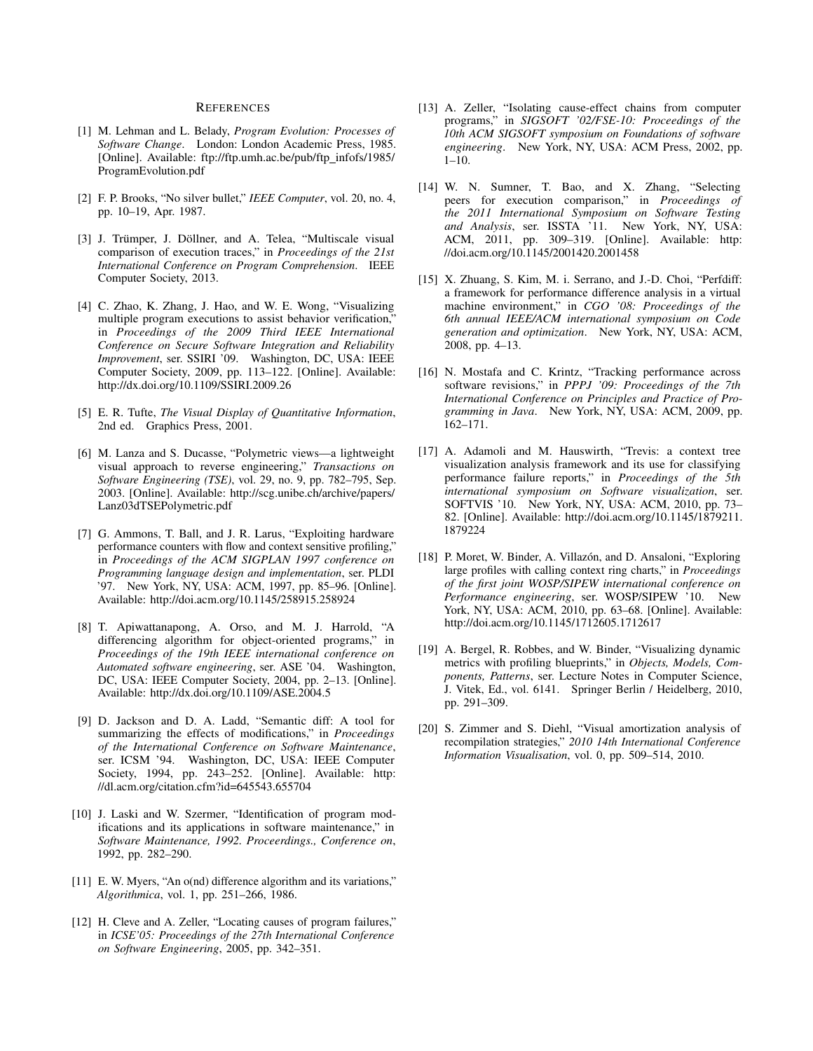## References

[1] M. Lehman and L. Belady, *Program Evolution: Processes of Software Change*. London: London Academic Press, 1985. [Online]. Available: ftp://ftp.umh.ac.be/pub/ftp_infofs/1985/ProgramEvolution.pdf

[2] F. P. Brooks, "No silver bullet," *IEEE Computer*, vol. 20, no. 4, pp. 10–19, Apr. 1987.

[3] J. Trümper, J. Döllner, and A. Telea, "Multiscale visual comparison of execution traces," in *Proceedings of the 21st International Conference on Program Comprehension*. IEEE Computer Society, 2013.

[4] C. Zhao, K. Zhang, J. Hao, and W. E. Wong, "Visualizing multiple program executions to assist behavior verification," in *Proceedings of the 2009 Third IEEE International Conference on Secure Software Integration and Reliability Improvement*, ser. SSIRI '09. Washington, DC, USA: IEEE Computer Society, 2009, pp. 113–122. [Online]. Available: http://dx.doi.org/10.1109/SSIRI.2009.26

[5] E. R. Tufte, *The Visual Display of Quantitative Information*, 2nd ed. Graphics Press, 2001.

[6] M. Lanza and S. Ducasse, "Polymetric views—a lightweight visual approach to reverse engineering," *Transactions on Software Engineering (TSE)*, vol. 29, no. 9, pp. 782–795, Sep. 2003. [Online]. Available: http://scg.unibe.ch/archive/papers/Lanz03dTSEPolymetric.pdf

[7] G. Ammons, T. Ball, and J. R. Larus, "Exploiting hardware performance counters with flow and context sensitive profiling," in *Proceedings of the ACM SIGPLAN 1997 conference on Programming language design and implementation*, ser. PLDI '97. New York, NY, USA: ACM, 1997, pp. 85–96. [Online]. Available: http://doi.acm.org/10.1145/258915.258924

[8] T. Apiwattanapong, A. Orso, and M. J. Harrold, "A differencing algorithm for object-oriented programs," in *Proceedings of the 19th IEEE international conference on Automated software engineering*, ser. ASE '04. Washington, DC, USA: IEEE Computer Society, 2004, pp. 2–13. [Online]. Available: http://dx.doi.org/10.1109/ASE.2004.5

[9] D. Jackson and D. A. Ladd, "Semantic diff: A tool for summarizing the effects of modifications," in *Proceedings of the International Conference on Software Maintenance*, ser. ICSM '94. Washington, DC, USA: IEEE Computer Society, 1994, pp. 243–252. [Online]. Available: http://dl.acm.org/citation.cfm?id=645543.655704

[10] J. Laski and W. Szermer, "Identification of program modifications and its applications in software maintenance," in *Software Maintenance, 1992. Proceerdings., Conference on*, 1992, pp. 282–290.

[11] E. W. Myers, "An o(nd) difference algorithm and its variations," *Algorithmica*, vol. 1, pp. 251–266, 1986.

[12] H. Cleve and A. Zeller, "Locating causes of program failures," in *ICSE'05: Proceedings of the 27th International Conference on Software Engineering*, 2005, pp. 342–351.

[13] A. Zeller, "Isolating cause-effect chains from computer programs," in *SIGSOFT '02/FSE-10: Proceedings of the 10th ACM SIGSOFT symposium on Foundations of software engineering*. New York, NY, USA: ACM Press, 2002, pp. 1–10.

[14] W. N. Sumner, T. Bao, and X. Zhang, "Selecting peers for execution comparison," in *Proceedings of the 2011 International Symposium on Software Testing and Analysis*, ser. ISSTA '11. New York, NY, USA: ACM, 2011, pp. 309–319. [Online]. Available: http://doi.acm.org/10.1145/2001420.2001458

[15] X. Zhuang, S. Kim, M. i. Serrano, and J.-D. Choi, "Perfdiff: a framework for performance difference analysis in a virtual machine environment," in *CGO '08: Proceedings of the 6th annual IEEE/ACM international symposium on Code generation and optimization*. New York, NY, USA: ACM, 2008, pp. 4–13.

[16] N. Mostafa and C. Krintz, "Tracking performance across software revisions," in *PPPJ '09: Proceedings of the 7th International Conference on Principles and Practice of Programming in Java*. New York, NY, USA: ACM, 2009, pp. 162–171.

[17] A. Adamoli and M. Hauswirth, "Trevis: a context tree visualization analysis framework and its use for classifying performance failure reports," in *Proceedings of the 5th international symposium on Software visualization*, ser. SOFTVIS '10. New York, NY, USA: ACM, 2010, pp. 73–82. [Online]. Available: http://doi.acm.org/10.1145/1879211.1879224

[18] P. Moret, W. Binder, A. Villazón, and D. Ansaloni, "Exploring large profiles with calling context ring charts," in *Proceedings of the first joint WOSP/SIPEW international conference on Performance engineering*, ser. WOSP/SIPEW '10. New York, NY, USA: ACM, 2010, pp. 63–68. [Online]. Available: http://doi.acm.org/10.1145/1712605.1712617

[19] A. Bergel, R. Robbes, and W. Binder, "Visualizing dynamic metrics with profiling blueprints," in *Objects, Models, Components, Patterns*, ser. Lecture Notes in Computer Science, J. Vitek, Ed., vol. 6141. Springer Berlin / Heidelberg, 2010, pp. 291–309.

[20] S. Zimmer and S. Diehl, "Visual amortization analysis of recompilation strategies," *2010 14th International Conference Information Visualisation*, vol. 0, pp. 509–514, 2010.